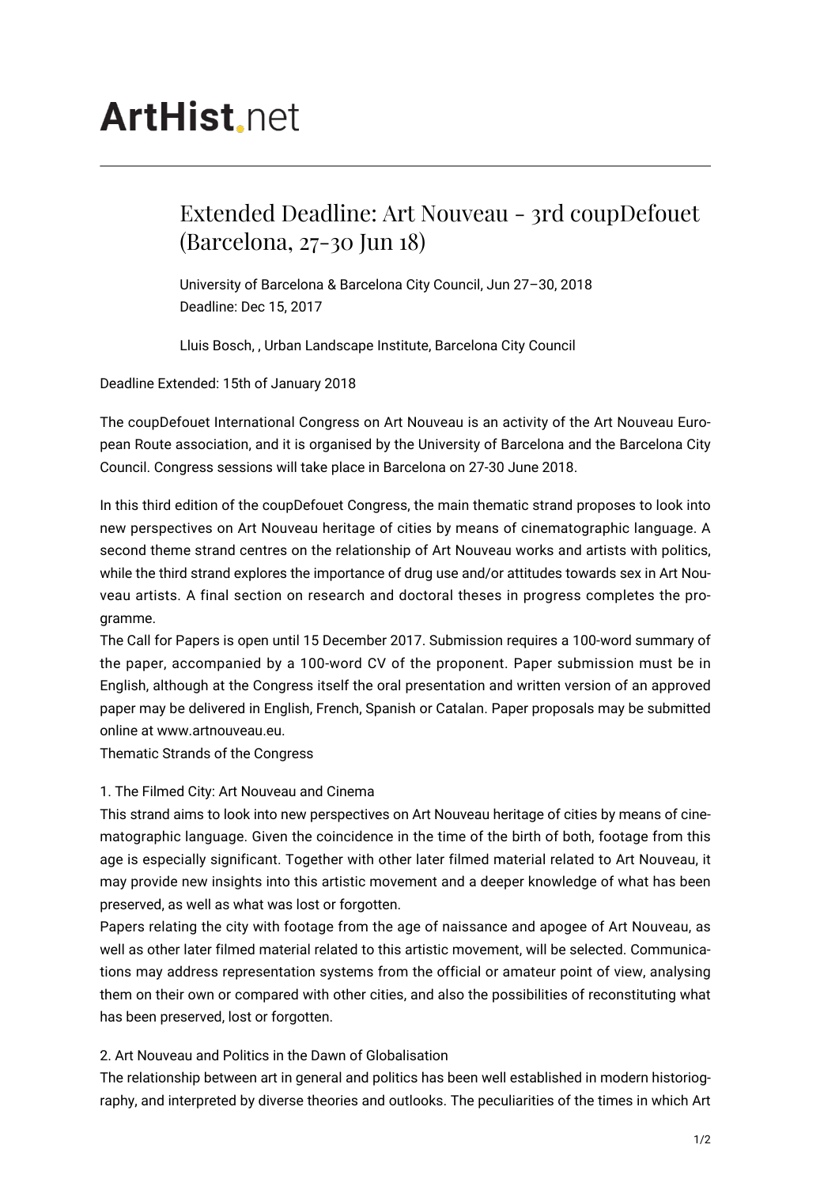# ArtHist.net

## Extended Deadline: Art Nouveau - 3rd coupDefouet (Barcelona, 27-30 Jun 18)

University of Barcelona & Barcelona City Council, Jun 27–30, 2018
Deadline: Dec 15, 2017

Lluis Bosch, , Urban Landscape Institute, Barcelona City Council

Deadline Extended: 15th of January 2018

The coupDefouet International Congress on Art Nouveau is an activity of the Art Nouveau European Route association, and it is organised by the University of Barcelona and the Barcelona City Council. Congress sessions will take place in Barcelona on 27-30 June 2018.

In this third edition of the coupDefouet Congress, the main thematic strand proposes to look into new perspectives on Art Nouveau heritage of cities by means of cinematographic language. A second theme strand centres on the relationship of Art Nouveau works and artists with politics, while the third strand explores the importance of drug use and/or attitudes towards sex in Art Nouveau artists. A final section on research and doctoral theses in progress completes the programme.

The Call for Papers is open until 15 December 2017. Submission requires a 100-word summary of the paper, accompanied by a 100-word CV of the proponent. Paper submission must be in English, although at the Congress itself the oral presentation and written version of an approved paper may be delivered in English, French, Spanish or Catalan. Paper proposals may be submitted online at www.artnouveau.eu.

Thematic Strands of the Congress

1. The Filmed City: Art Nouveau and Cinema

This strand aims to look into new perspectives on Art Nouveau heritage of cities by means of cinematographic language. Given the coincidence in the time of the birth of both, footage from this age is especially significant. Together with other later filmed material related to Art Nouveau, it may provide new insights into this artistic movement and a deeper knowledge of what has been preserved, as well as what was lost or forgotten.

Papers relating the city with footage from the age of naissance and apogee of Art Nouveau, as well as other later filmed material related to this artistic movement, will be selected. Communications may address representation systems from the official or amateur point of view, analysing them on their own or compared with other cities, and also the possibilities of reconstituting what has been preserved, lost or forgotten.

2. Art Nouveau and Politics in the Dawn of Globalisation

The relationship between art in general and politics has been well established in modern historiography, and interpreted by diverse theories and outlooks. The peculiarities of the times in which Art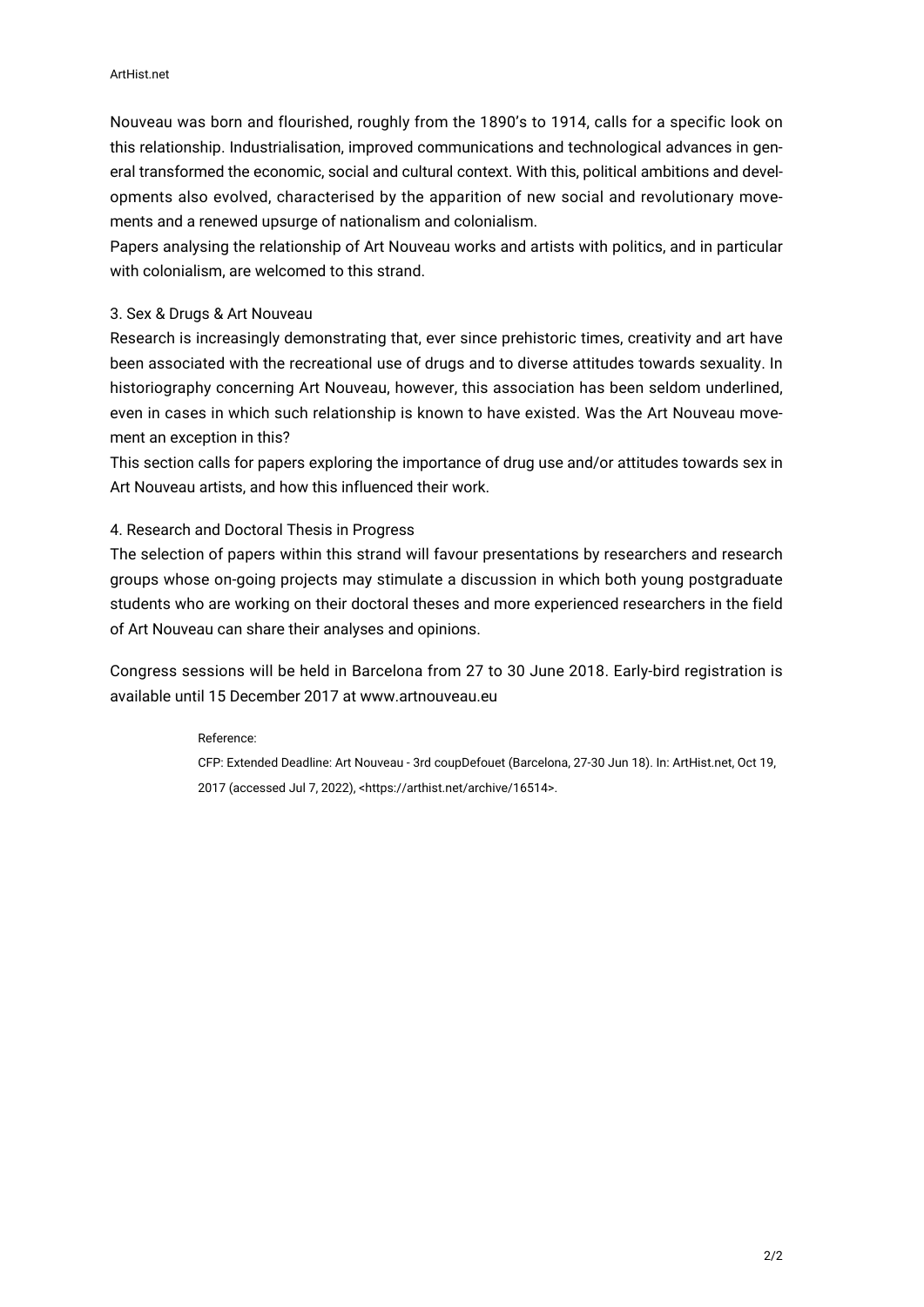Nouveau was born and flourished, roughly from the 1890's to 1914, calls for a specific look on this relationship. Industrialisation, improved communications and technological advances in general transformed the economic, social and cultural context. With this, political ambitions and developments also evolved, characterised by the apparition of new social and revolutionary movements and a renewed upsurge of nationalism and colonialism.
Papers analysing the relationship of Art Nouveau works and artists with politics, and in particular with colonialism, are welcomed to this strand.

3. Sex & Drugs & Art Nouveau
Research is increasingly demonstrating that, ever since prehistoric times, creativity and art have been associated with the recreational use of drugs and to diverse attitudes towards sexuality. In historiography concerning Art Nouveau, however, this association has been seldom underlined, even in cases in which such relationship is known to have existed. Was the Art Nouveau movement an exception in this?
This section calls for papers exploring the importance of drug use and/or attitudes towards sex in Art Nouveau artists, and how this influenced their work.

4. Research and Doctoral Thesis in Progress
The selection of papers within this strand will favour presentations by researchers and research groups whose on-going projects may stimulate a discussion in which both young postgraduate students who are working on their doctoral theses and more experienced researchers in the field of Art Nouveau can share their analyses and opinions.

Congress sessions will be held in Barcelona from 27 to 30 June 2018. Early-bird registration is available until 15 December 2017 at www.artnouveau.eu

Reference:
CFP: Extended Deadline: Art Nouveau - 3rd coupDefouet (Barcelona, 27-30 Jun 18). In: ArtHist.net, Oct 19, 2017 (accessed Jul 7, 2022), <https://arthist.net/archive/16514>.